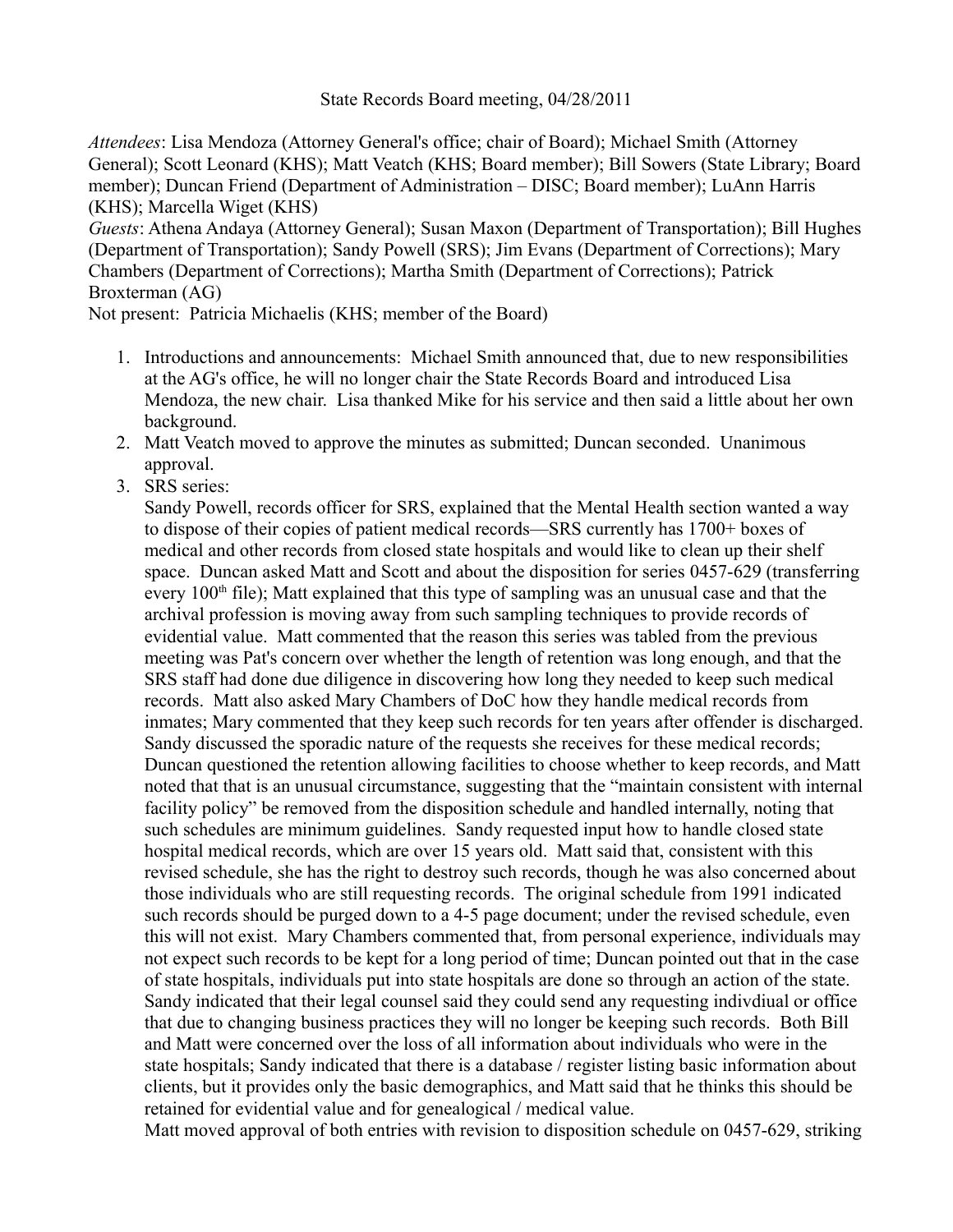State Records Board meeting, 04/28/2011

*Attendees*: Lisa Mendoza (Attorney General's office; chair of Board); Michael Smith (Attorney General); Scott Leonard (KHS); Matt Veatch (KHS; Board member); Bill Sowers (State Library; Board member); Duncan Friend (Department of Administration – DISC; Board member); LuAnn Harris (KHS); Marcella Wiget (KHS)
*Guests*: Athena Andaya (Attorney General); Susan Maxon (Department of Transportation); Bill Hughes (Department of Transportation); Sandy Powell (SRS); Jim Evans (Department of Corrections); Mary Chambers (Department of Corrections); Martha Smith (Department of Corrections); Patrick Broxterman (AG)
Not present: Patricia Michaelis (KHS; member of the Board)

1. Introductions and announcements: Michael Smith announced that, due to new responsibilities at the AG's office, he will no longer chair the State Records Board and introduced Lisa Mendoza, the new chair. Lisa thanked Mike for his service and then said a little about her own background.
2. Matt Veatch moved to approve the minutes as submitted; Duncan seconded. Unanimous approval.
3. SRS series:
   Sandy Powell, records officer for SRS, explained that the Mental Health section wanted a way to dispose of their copies of patient medical records—SRS currently has 1700+ boxes of medical and other records from closed state hospitals and would like to clean up their shelf space. Duncan asked Matt and Scott and about the disposition for series 0457-629 (transferring every 100th file); Matt explained that this type of sampling was an unusual case and that the archival profession is moving away from such sampling techniques to provide records of evidential value. Matt commented that the reason this series was tabled from the previous meeting was Pat's concern over whether the length of retention was long enough, and that the SRS staff had done due diligence in discovering how long they needed to keep such medical records. Matt also asked Mary Chambers of DoC how they handle medical records from inmates; Mary commented that they keep such records for ten years after offender is discharged. Sandy discussed the sporadic nature of the requests she receives for these medical records; Duncan questioned the retention allowing facilities to choose whether to keep records, and Matt noted that that is an unusual circumstance, suggesting that the "maintain consistent with internal facility policy" be removed from the disposition schedule and handled internally, noting that such schedules are minimum guidelines. Sandy requested input how to handle closed state hospital medical records, which are over 15 years old. Matt said that, consistent with this revised schedule, she has the right to destroy such records, though he was also concerned about those individuals who are still requesting records. The original schedule from 1991 indicated such records should be purged down to a 4-5 page document; under the revised schedule, even this will not exist. Mary Chambers commented that, from personal experience, individuals may not expect such records to be kept for a long period of time; Duncan pointed out that in the case of state hospitals, individuals put into state hospitals are done so through an action of the state. Sandy indicated that their legal counsel said they could send any requesting indivdiual or office that due to changing business practices they will no longer be keeping such records. Both Bill and Matt were concerned over the loss of all information about individuals who were in the state hospitals; Sandy indicated that there is a database / register listing basic information about clients, but it provides only the basic demographics, and Matt said that he thinks this should be retained for evidential value and for genealogical / medical value.
   Matt moved approval of both entries with revision to disposition schedule on 0457-629, striking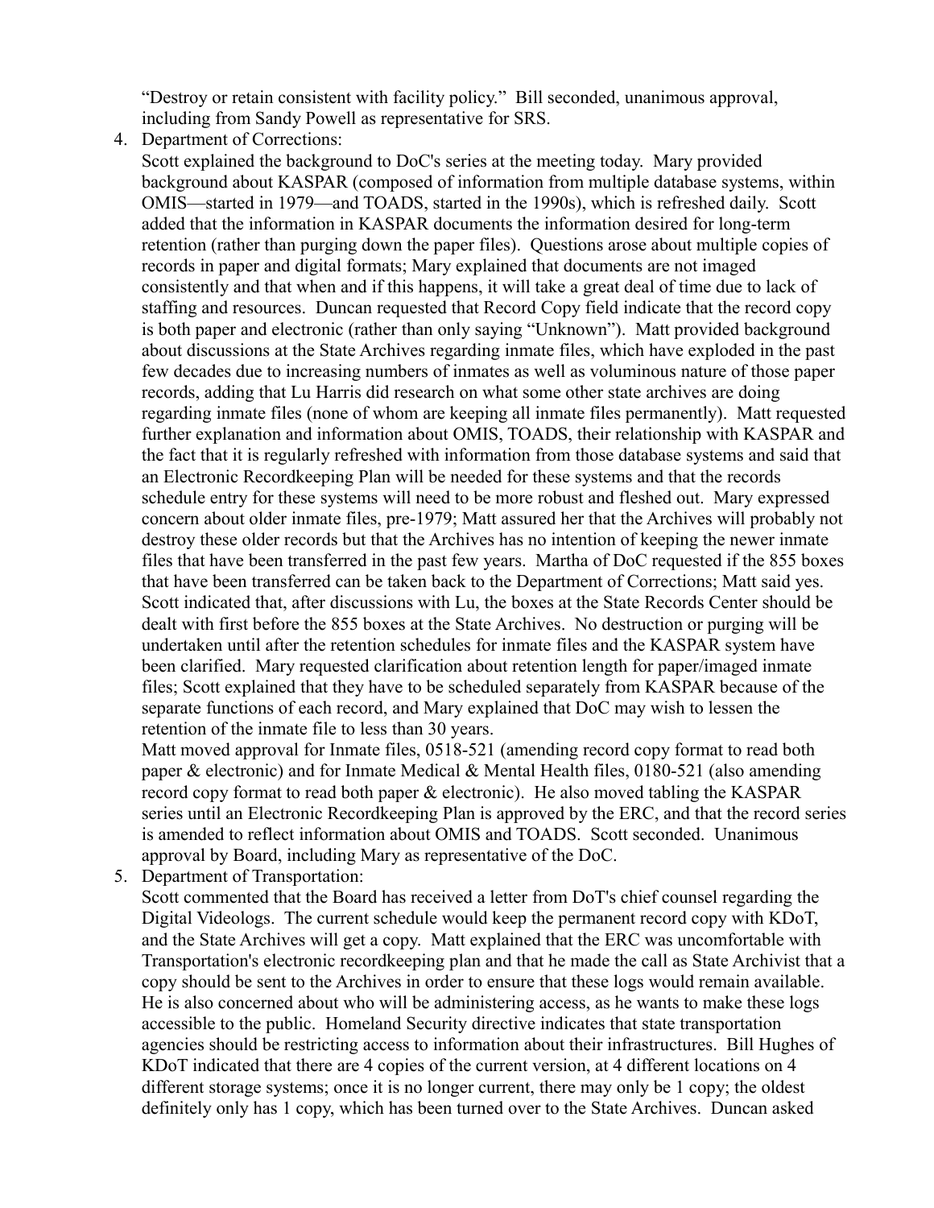"Destroy or retain consistent with facility policy." Bill seconded, unanimous approval, including from Sandy Powell as representative for SRS.

4. Department of Corrections:
   Scott explained the background to DoC's series at the meeting today. Mary provided background about KASPAR (composed of information from multiple database systems, within OMIS—started in 1979—and TOADS, started in the 1990s), which is refreshed daily. Scott added that the information in KASPAR documents the information desired for long-term retention (rather than purging down the paper files). Questions arose about multiple copies of records in paper and digital formats; Mary explained that documents are not imaged consistently and that when and if this happens, it will take a great deal of time due to lack of staffing and resources. Duncan requested that Record Copy field indicate that the record copy is both paper and electronic (rather than only saying "Unknown"). Matt provided background about discussions at the State Archives regarding inmate files, which have exploded in the past few decades due to increasing numbers of inmates as well as voluminous nature of those paper records, adding that Lu Harris did research on what some other state archives are doing regarding inmate files (none of whom are keeping all inmate files permanently). Matt requested further explanation and information about OMIS, TOADS, their relationship with KASPAR and the fact that it is regularly refreshed with information from those database systems and said that an Electronic Recordkeeping Plan will be needed for these systems and that the records schedule entry for these systems will need to be more robust and fleshed out. Mary expressed concern about older inmate files, pre-1979; Matt assured her that the Archives will probably not destroy these older records but that the Archives has no intention of keeping the newer inmate files that have been transferred in the past few years. Martha of DoC requested if the 855 boxes that have been transferred can be taken back to the Department of Corrections; Matt said yes. Scott indicated that, after discussions with Lu, the boxes at the State Records Center should be dealt with first before the 855 boxes at the State Archives. No destruction or purging will be undertaken until after the retention schedules for inmate files and the KASPAR system have been clarified. Mary requested clarification about retention length for paper/imaged inmate files; Scott explained that they have to be scheduled separately from KASPAR because of the separate functions of each record, and Mary explained that DoC may wish to lessen the retention of the inmate file to less than 30 years.
   Matt moved approval for Inmate files, 0518-521 (amending record copy format to read both paper & electronic) and for Inmate Medical & Mental Health files, 0180-521 (also amending record copy format to read both paper & electronic). He also moved tabling the KASPAR series until an Electronic Recordkeeping Plan is approved by the ERC, and that the record series is amended to reflect information about OMIS and TOADS. Scott seconded. Unanimous approval by Board, including Mary as representative of the DoC.

5. Department of Transportation:
   Scott commented that the Board has received a letter from DoT's chief counsel regarding the Digital Videologs. The current schedule would keep the permanent record copy with KDoT, and the State Archives will get a copy. Matt explained that the ERC was uncomfortable with Transportation's electronic recordkeeping plan and that he made the call as State Archivist that a copy should be sent to the Archives in order to ensure that these logs would remain available. He is also concerned about who will be administering access, as he wants to make these logs accessible to the public. Homeland Security directive indicates that state transportation agencies should be restricting access to information about their infrastructures. Bill Hughes of KDoT indicated that there are 4 copies of the current version, at 4 different locations on 4 different storage systems; once it is no longer current, there may only be 1 copy; the oldest definitely only has 1 copy, which has been turned over to the State Archives. Duncan asked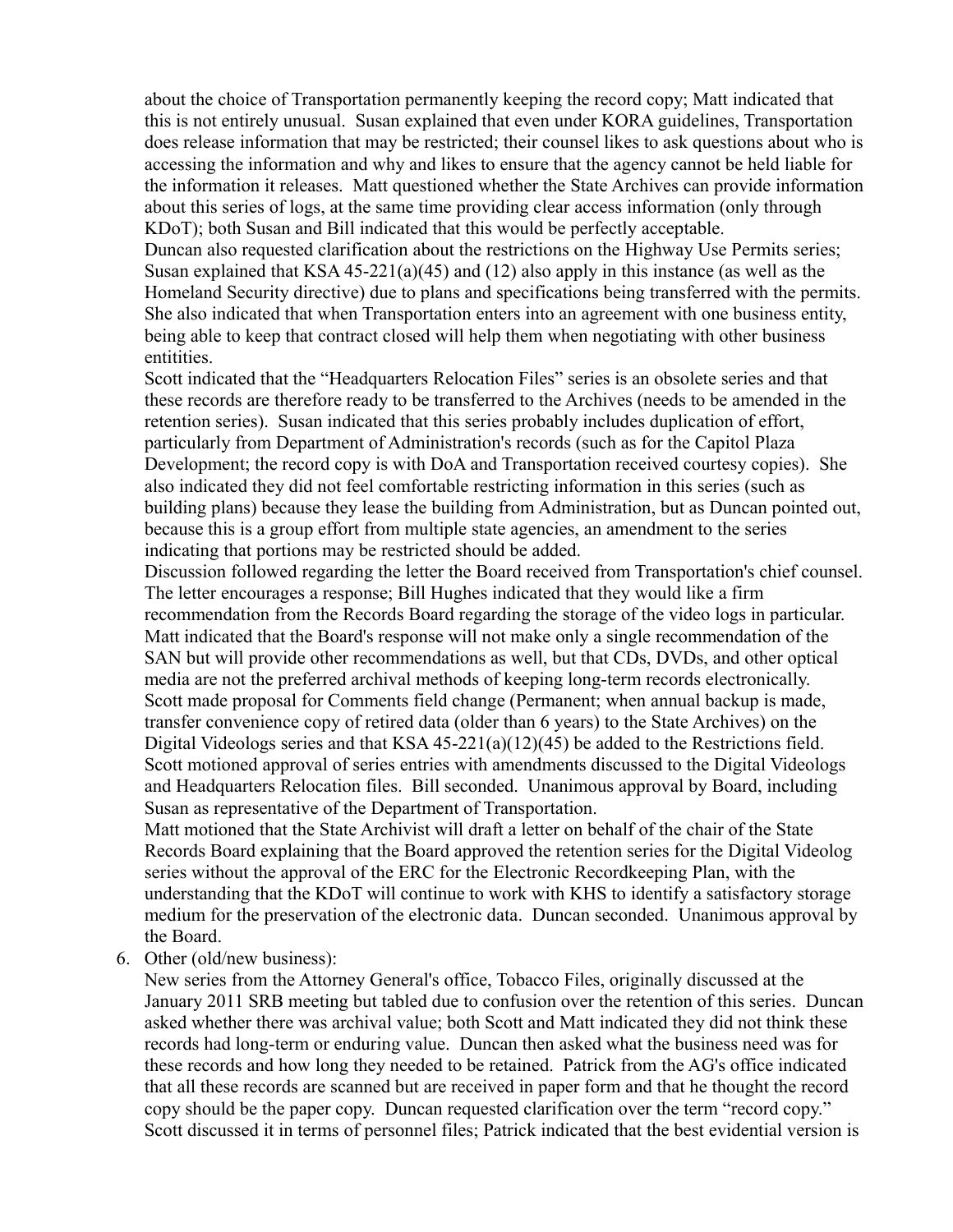about the choice of Transportation permanently keeping the record copy; Matt indicated that this is not entirely unusual. Susan explained that even under KORA guidelines, Transportation does release information that may be restricted; their counsel likes to ask questions about who is accessing the information and why and likes to ensure that the agency cannot be held liable for the information it releases. Matt questioned whether the State Archives can provide information about this series of logs, at the same time providing clear access information (only through KDoT); both Susan and Bill indicated that this would be perfectly acceptable.

Duncan also requested clarification about the restrictions on the Highway Use Permits series; Susan explained that KSA 45-221(a)(45) and (12) also apply in this instance (as well as the Homeland Security directive) due to plans and specifications being transferred with the permits. She also indicated that when Transportation enters into an agreement with one business entity, being able to keep that contract closed will help them when negotiating with other business entitities.

Scott indicated that the "Headquarters Relocation Files" series is an obsolete series and that these records are therefore ready to be transferred to the Archives (needs to be amended in the retention series). Susan indicated that this series probably includes duplication of effort, particularly from Department of Administration's records (such as for the Capitol Plaza Development; the record copy is with DoA and Transportation received courtesy copies). She also indicated they did not feel comfortable restricting information in this series (such as building plans) because they lease the building from Administration, but as Duncan pointed out, because this is a group effort from multiple state agencies, an amendment to the series indicating that portions may be restricted should be added.

Discussion followed regarding the letter the Board received from Transportation's chief counsel. The letter encourages a response; Bill Hughes indicated that they would like a firm recommendation from the Records Board regarding the storage of the video logs in particular. Matt indicated that the Board's response will not make only a single recommendation of the SAN but will provide other recommendations as well, but that CDs, DVDs, and other optical media are not the preferred archival methods of keeping long-term records electronically.

Scott made proposal for Comments field change (Permanent; when annual backup is made, transfer convenience copy of retired data (older than 6 years) to the State Archives) on the Digital Videologs series and that KSA 45-221(a)(12)(45) be added to the Restrictions field. Scott motioned approval of series entries with amendments discussed to the Digital Videologs and Headquarters Relocation files. Bill seconded. Unanimous approval by Board, including Susan as representative of the Department of Transportation.

Matt motioned that the State Archivist will draft a letter on behalf of the chair of the State Records Board explaining that the Board approved the retention series for the Digital Videolog series without the approval of the ERC for the Electronic Recordkeeping Plan, with the understanding that the KDoT will continue to work with KHS to identify a satisfactory storage medium for the preservation of the electronic data. Duncan seconded. Unanimous approval by the Board.

6. Other (old/new business):

   New series from the Attorney General's office, Tobacco Files, originally discussed at the January 2011 SRB meeting but tabled due to confusion over the retention of this series. Duncan asked whether there was archival value; both Scott and Matt indicated they did not think these records had long-term or enduring value. Duncan then asked what the business need was for these records and how long they needed to be retained. Patrick from the AG's office indicated that all these records are scanned but are received in paper form and that he thought the record copy should be the paper copy. Duncan requested clarification over the term "record copy." Scott discussed it in terms of personnel files; Patrick indicated that the best evidential version is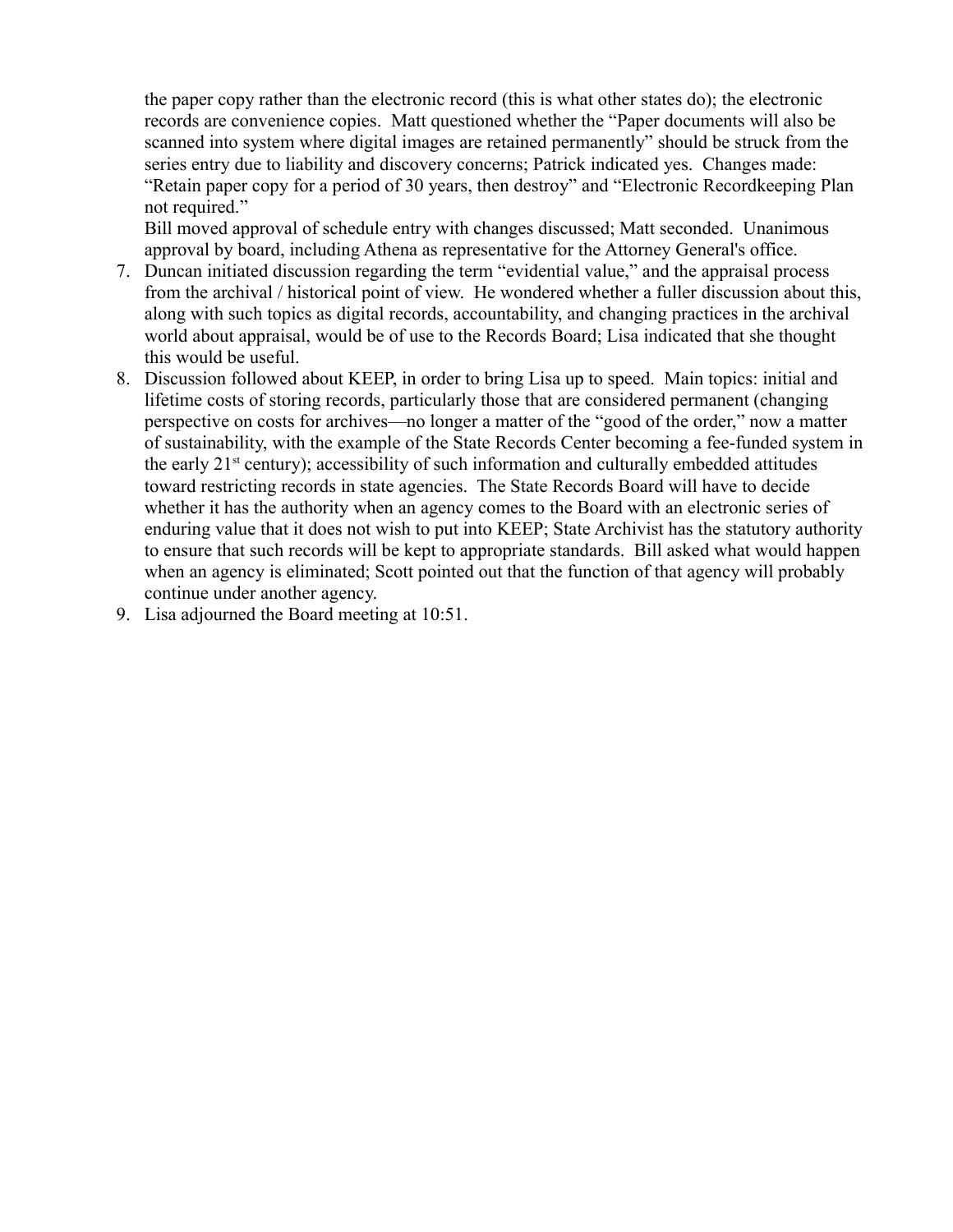the paper copy rather than the electronic record (this is what other states do); the electronic records are convenience copies. Matt questioned whether the "Paper documents will also be scanned into system where digital images are retained permanently" should be struck from the series entry due to liability and discovery concerns; Patrick indicated yes. Changes made: "Retain paper copy for a period of 30 years, then destroy" and "Electronic Recordkeeping Plan not required."

Bill moved approval of schedule entry with changes discussed; Matt seconded. Unanimous approval by board, including Athena as representative for the Attorney General's office.

7. Duncan initiated discussion regarding the term "evidential value," and the appraisal process from the archival / historical point of view. He wondered whether a fuller discussion about this, along with such topics as digital records, accountability, and changing practices in the archival world about appraisal, would be of use to the Records Board; Lisa indicated that she thought this would be useful.
8. Discussion followed about KEEP, in order to bring Lisa up to speed. Main topics: initial and lifetime costs of storing records, particularly those that are considered permanent (changing perspective on costs for archives—no longer a matter of the "good of the order," now a matter of sustainability, with the example of the State Records Center becoming a fee-funded system in the early 21st century); accessibility of such information and culturally embedded attitudes toward restricting records in state agencies. The State Records Board will have to decide whether it has the authority when an agency comes to the Board with an electronic series of enduring value that it does not wish to put into KEEP; State Archivist has the statutory authority to ensure that such records will be kept to appropriate standards. Bill asked what would happen when an agency is eliminated; Scott pointed out that the function of that agency will probably continue under another agency.
9. Lisa adjourned the Board meeting at 10:51.